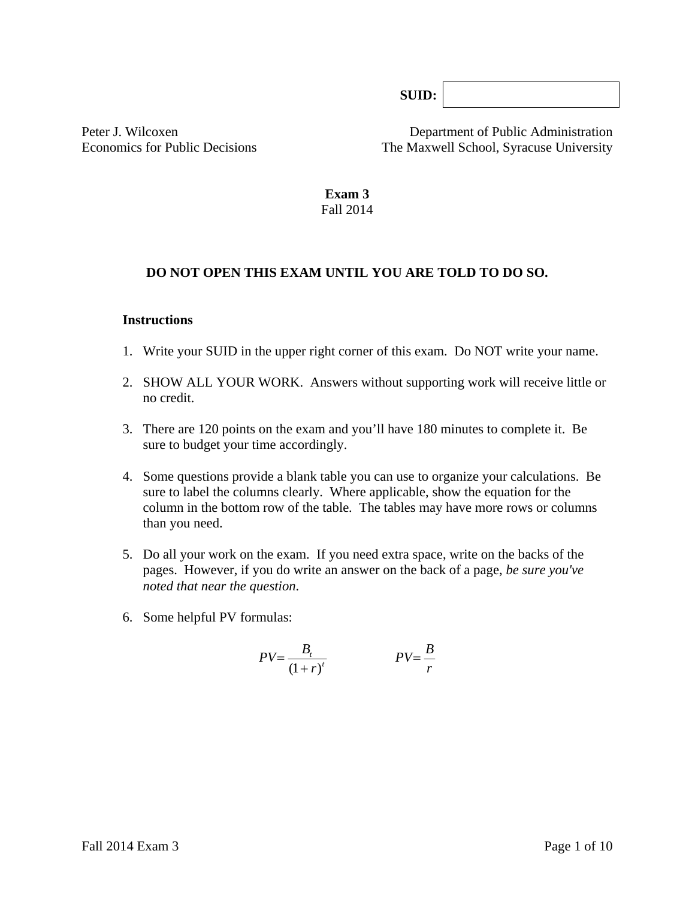**SUID:**

Peter J. Wilcoxen
Economics for Public Decisions

Department of Public Administration
The Maxwell School, Syracuse University

**Exam 3**
Fall 2014

**DO NOT OPEN THIS EXAM UNTIL YOU ARE TOLD TO DO SO.**

**Instructions**

1. Write your SUID in the upper right corner of this exam. Do NOT write your name.

2. SHOW ALL YOUR WORK. Answers without supporting work will receive little or no credit.

3. There are 120 points on the exam and you'll have 180 minutes to complete it. Be sure to budget your time accordingly.

4. Some questions provide a blank table you can use to organize your calculations. Be sure to label the columns clearly. Where applicable, show the equation for the column in the bottom row of the table. The tables may have more rows or columns than you need.

5. Do all your work on the exam. If you need extra space, write on the backs of the pages. However, if you do write an answer on the back of a page, *be sure you've noted that near the question*.

6. Some helpful PV formulas:

$$PV = \frac{B_t}{(1+r)^t} \qquad\qquad PV = \frac{B}{r}$$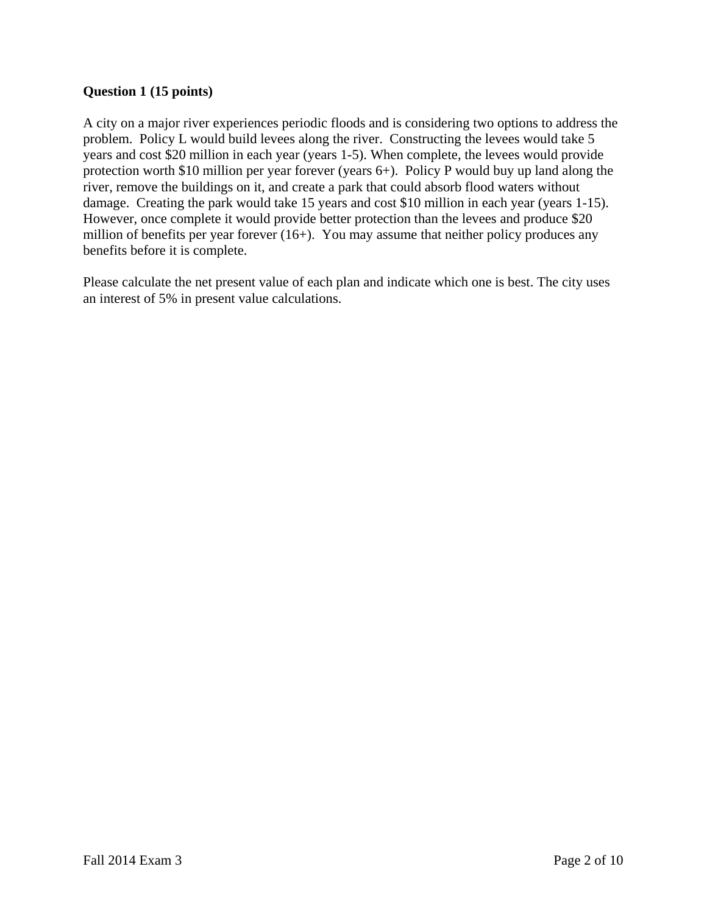**Question 1 (15 points)**

A city on a major river experiences periodic floods and is considering two options to address the problem. Policy L would build levees along the river. Constructing the levees would take 5 years and cost $20 million in each year (years 1-5). When complete, the levees would provide protection worth $10 million per year forever (years 6+). Policy P would buy up land along the river, remove the buildings on it, and create a park that could absorb flood waters without damage. Creating the park would take 15 years and cost $10 million in each year (years 1-15). However, once complete it would provide better protection than the levees and produce $20 million of benefits per year forever (16+). You may assume that neither policy produces any benefits before it is complete.

Please calculate the net present value of each plan and indicate which one is best. The city uses an interest of 5% in present value calculations.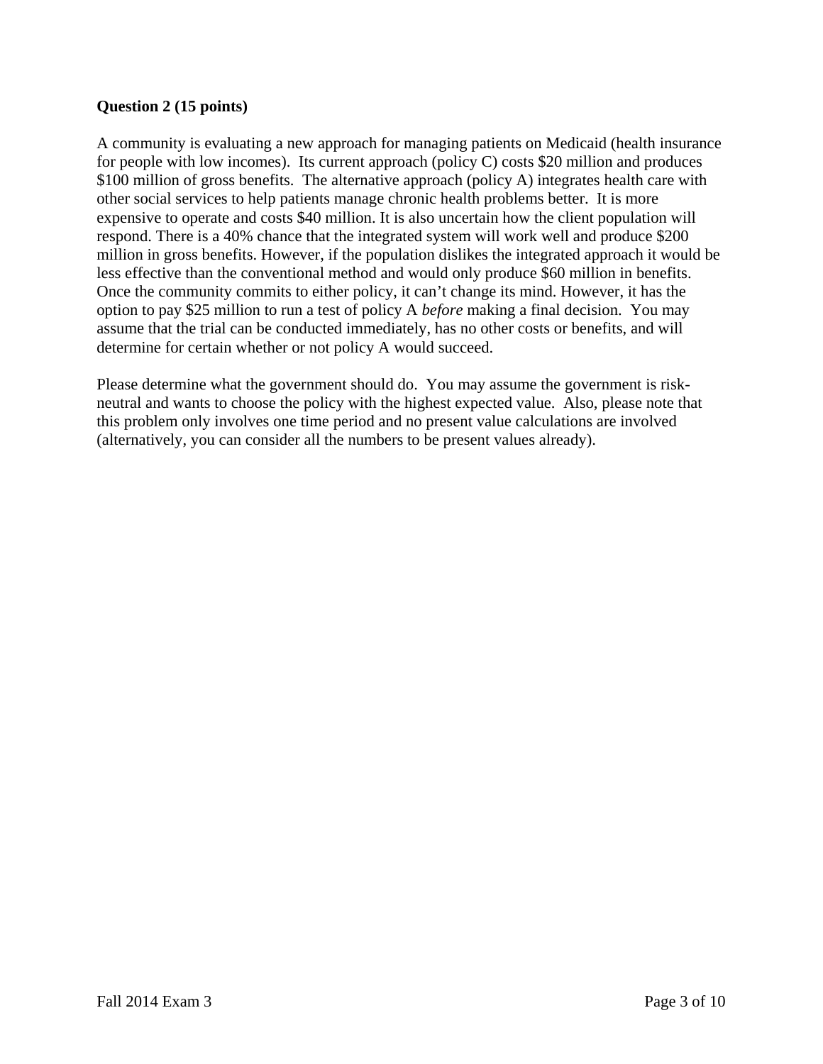**Question 2 (15 points)**

A community is evaluating a new approach for managing patients on Medicaid (health insurance for people with low incomes). Its current approach (policy C) costs $20 million and produces $100 million of gross benefits. The alternative approach (policy A) integrates health care with other social services to help patients manage chronic health problems better. It is more expensive to operate and costs $40 million. It is also uncertain how the client population will respond. There is a 40% chance that the integrated system will work well and produce $200 million in gross benefits. However, if the population dislikes the integrated approach it would be less effective than the conventional method and would only produce $60 million in benefits. Once the community commits to either policy, it can't change its mind. However, it has the option to pay $25 million to run a test of policy A *before* making a final decision. You may assume that the trial can be conducted immediately, has no other costs or benefits, and will determine for certain whether or not policy A would succeed.

Please determine what the government should do. You may assume the government is risk-neutral and wants to choose the policy with the highest expected value. Also, please note that this problem only involves one time period and no present value calculations are involved (alternatively, you can consider all the numbers to be present values already).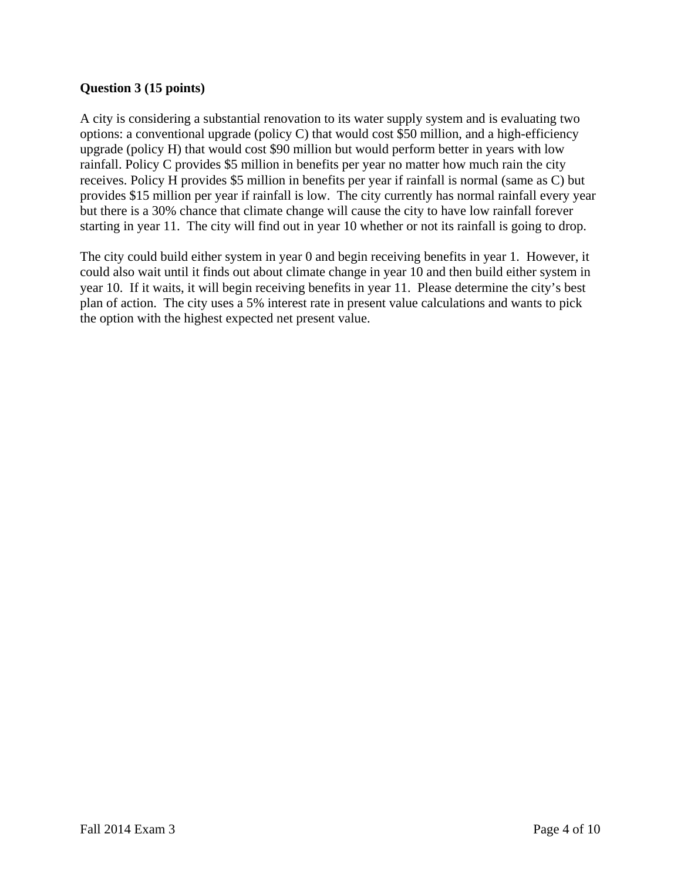**Question 3 (15 points)**

A city is considering a substantial renovation to its water supply system and is evaluating two options: a conventional upgrade (policy C) that would cost $50 million, and a high-efficiency upgrade (policy H) that would cost $90 million but would perform better in years with low rainfall. Policy C provides $5 million in benefits per year no matter how much rain the city receives. Policy H provides $5 million in benefits per year if rainfall is normal (same as C) but provides $15 million per year if rainfall is low. The city currently has normal rainfall every year but there is a 30% chance that climate change will cause the city to have low rainfall forever starting in year 11. The city will find out in year 10 whether or not its rainfall is going to drop.

The city could build either system in year 0 and begin receiving benefits in year 1. However, it could also wait until it finds out about climate change in year 10 and then build either system in year 10. If it waits, it will begin receiving benefits in year 11. Please determine the city's best plan of action. The city uses a 5% interest rate in present value calculations and wants to pick the option with the highest expected net present value.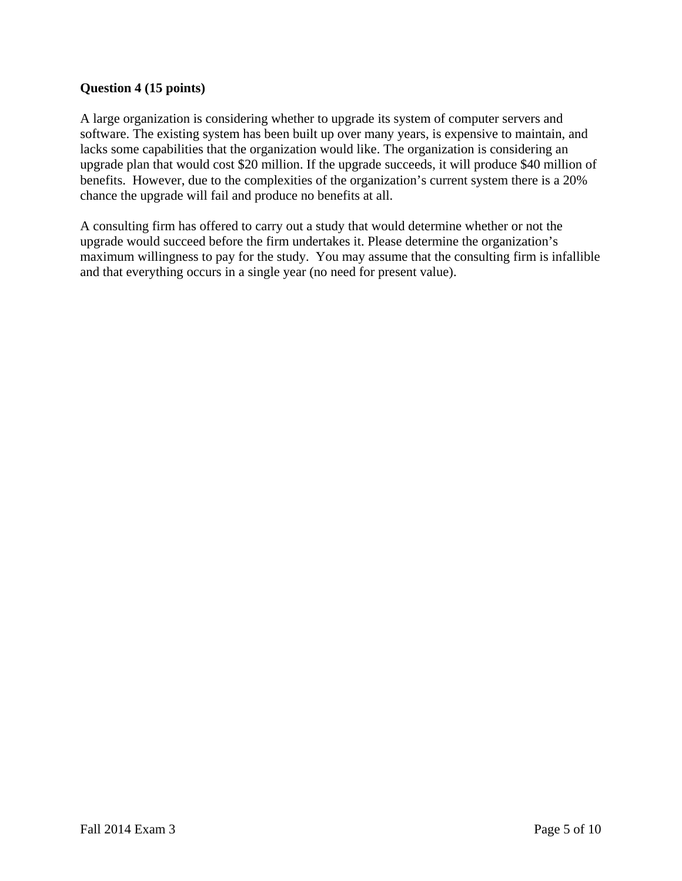**Question 4 (15 points)**

A large organization is considering whether to upgrade its system of computer servers and software. The existing system has been built up over many years, is expensive to maintain, and lacks some capabilities that the organization would like. The organization is considering an upgrade plan that would cost $20 million. If the upgrade succeeds, it will produce $40 million of benefits. However, due to the complexities of the organization's current system there is a 20% chance the upgrade will fail and produce no benefits at all.

A consulting firm has offered to carry out a study that would determine whether or not the upgrade would succeed before the firm undertakes it. Please determine the organization's maximum willingness to pay for the study. You may assume that the consulting firm is infallible and that everything occurs in a single year (no need for present value).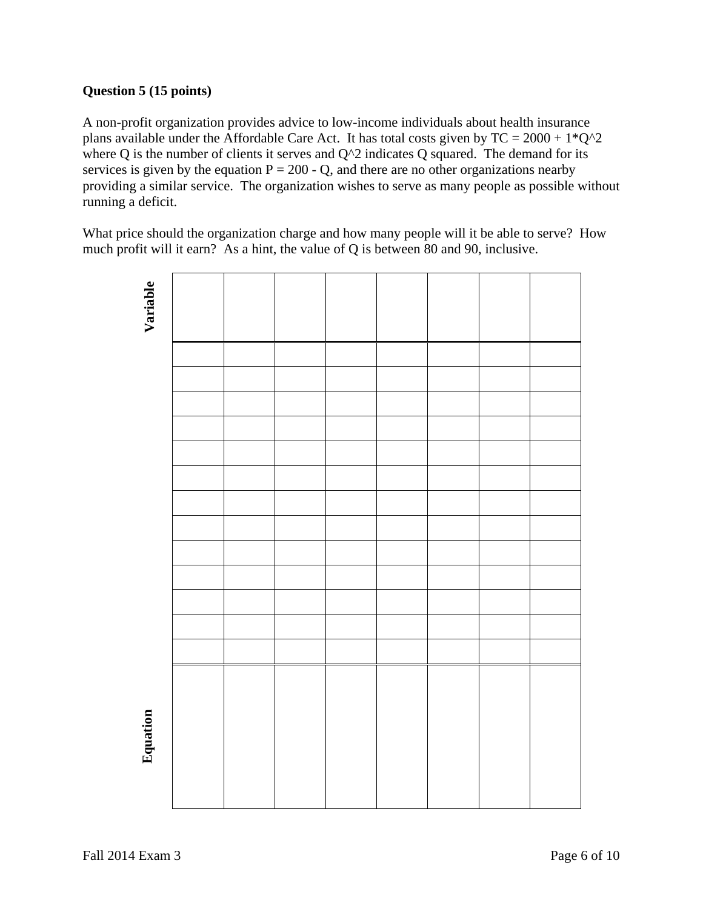**Question 5 (15 points)**

A non-profit organization provides advice to low-income individuals about health insurance plans available under the Affordable Care Act. It has total costs given by $TC = 2000 + 1*Q^2$ where $Q$ is the number of clients it serves and Q^2 indicates $Q$ squared. The demand for its services is given by the equation $P = 200 - Q$, and there are no other organizations nearby providing a similar service. The organization wishes to serve as many people as possible without running a deficit.

What price should the organization charge and how many people will it be able to serve? How much profit will it earn? As a hint, the value of $Q$ is between 80 and 90, inclusive.

| **Variable** | | | | | | | | |
|---|---|---|---|---|---|---|---|---|
| | | | | | | | | |
| | | | | | | | | |
| | | | | | | | | |
| | | | | | | | | |
| | | | | | | | | |
| | | | | | | | | |
| | | | | | | | | |
| | | | | | | | | |
| | | | | | | | | |
| | | | | | | | | |
| | | | | | | | | |
| | | | | | | | | |
| | | | | | | | | |
| **Equation** | | | | | | | | |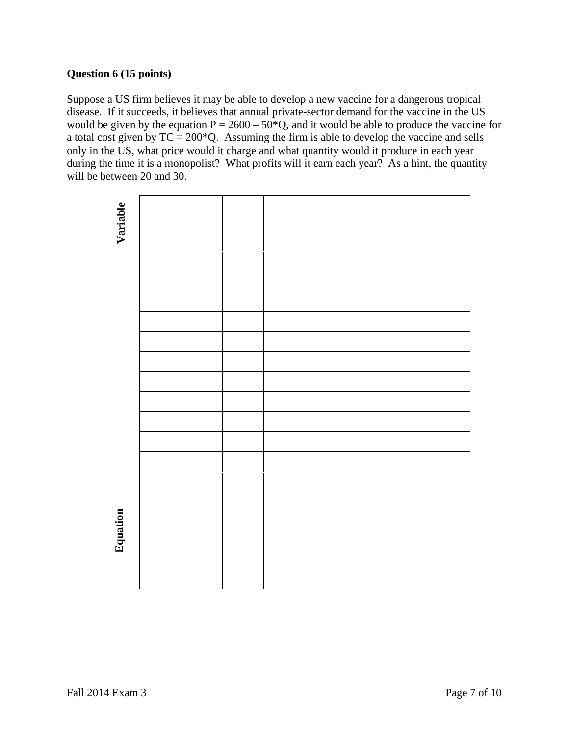**Question 6 (15 points)**

Suppose a US firm believes it may be able to develop a new vaccine for a dangerous tropical disease. If it succeeds, it believes that annual private-sector demand for the vaccine in the US would be given by the equation $P = 2600 – 50*Q$, and it would be able to produce the vaccine for a total cost given by $TC = 200*Q$. Assuming the firm is able to develop the vaccine and sells only in the US, what price would it charge and what quantity would it produce in each year during the time it is a monopolist? What profits will it earn each year? As a hint, the quantity will be between 20 and 30.

| | | | | | | | | |
|---|---|---|---|---|---|---|---|---|
| **Variable** | | | | | | | | |
| | | | | | | | | |
| | | | | | | | | |
| | | | | | | | | |
| | | | | | | | | |
| | | | | | | | | |
| | | | | | | | | |
| | | | | | | | | |
| | | | | | | | | |
| | | | | | | | | |
| | | | | | | | | |
| | | | | | | | | |
| **Equation** | | | | | | | | |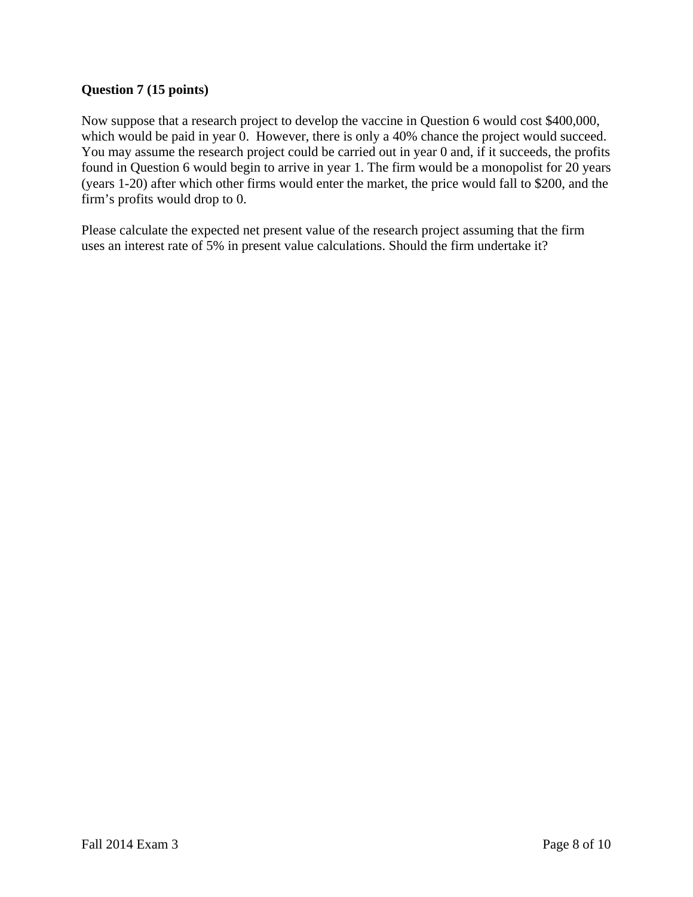**Question 7 (15 points)**

Now suppose that a research project to develop the vaccine in Question 6 would cost $400,000, which would be paid in year 0. However, there is only a 40% chance the project would succeed. You may assume the research project could be carried out in year 0 and, if it succeeds, the profits found in Question 6 would begin to arrive in year 1. The firm would be a monopolist for 20 years (years 1-20) after which other firms would enter the market, the price would fall to $200, and the firm's profits would drop to 0.

Please calculate the expected net present value of the research project assuming that the firm uses an interest rate of 5% in present value calculations. Should the firm undertake it?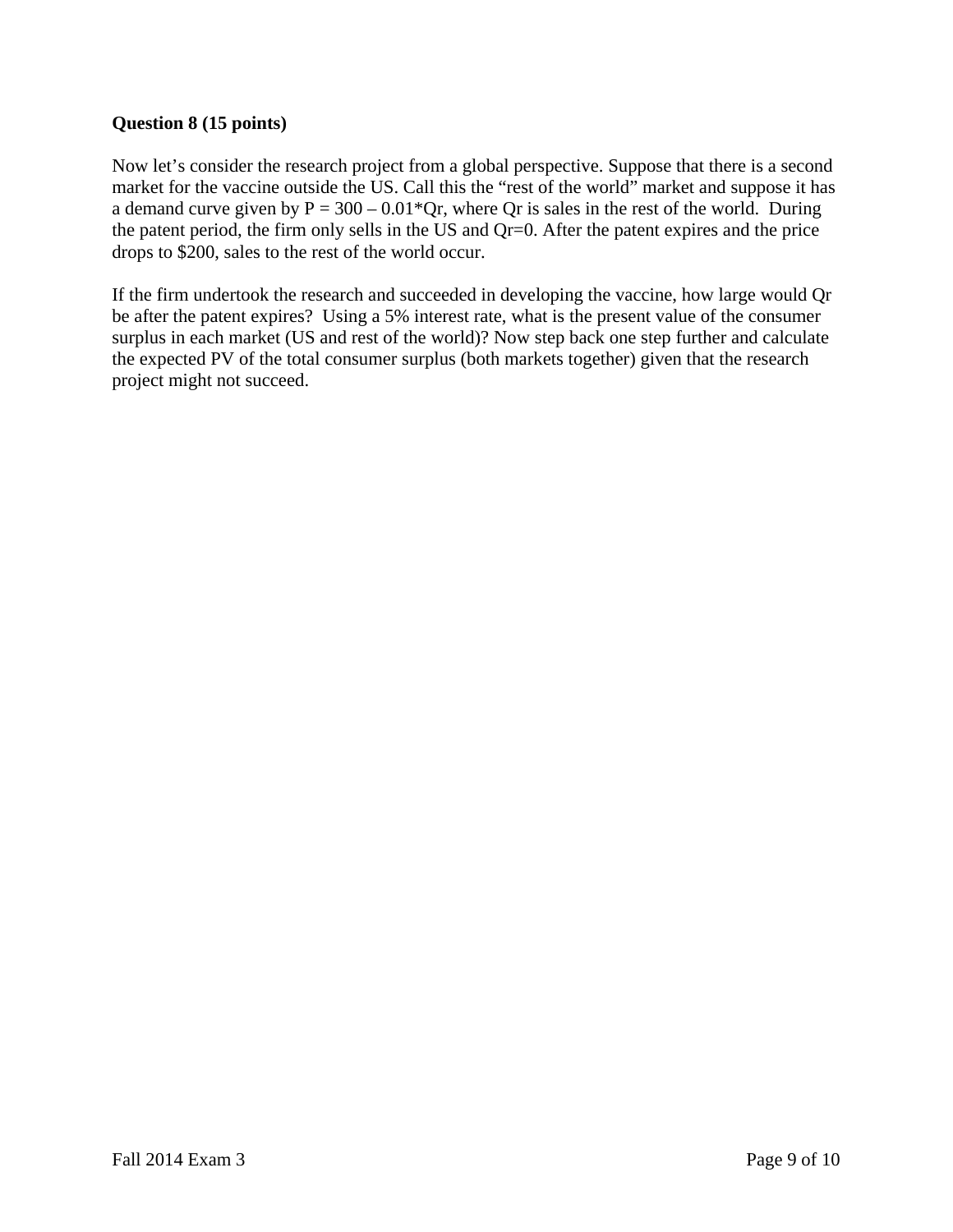**Question 8 (15 points)**

Now let's consider the research project from a global perspective. Suppose that there is a second market for the vaccine outside the US. Call this the "rest of the world" market and suppose it has a demand curve given by $P = 300 - 0.01*Q_r$, where $Q_r$ is sales in the rest of the world. During the patent period, the firm only sells in the US and $Q_r=0$. After the patent expires and the price drops to \$200, sales to the rest of the world occur.

If the firm undertook the research and succeeded in developing the vaccine, how large would $Q_r$ be after the patent expires? Using a 5% interest rate, what is the present value of the consumer surplus in each market (US and rest of the world)? Now step back one step further and calculate the expected PV of the total consumer surplus (both markets together) given that the research project might not succeed.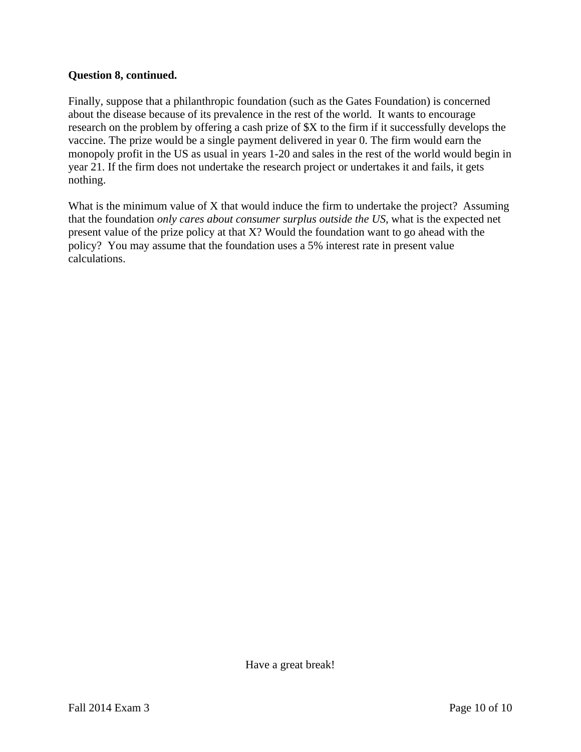**Question 8, continued.**

Finally, suppose that a philanthropic foundation (such as the Gates Foundation) is concerned about the disease because of its prevalence in the rest of the world. It wants to encourage research on the problem by offering a cash prize of $X to the firm if it successfully develops the vaccine. The prize would be a single payment delivered in year 0. The firm would earn the monopoly profit in the US as usual in years 1-20 and sales in the rest of the world would begin in year 21. If the firm does not undertake the research project or undertakes it and fails, it gets nothing.

What is the minimum value of X that would induce the firm to undertake the project? Assuming that the foundation *only cares about consumer surplus outside the US*, what is the expected net present value of the prize policy at that X? Would the foundation want to go ahead with the policy? You may assume that the foundation uses a 5% interest rate in present value calculations.

Have a great break!